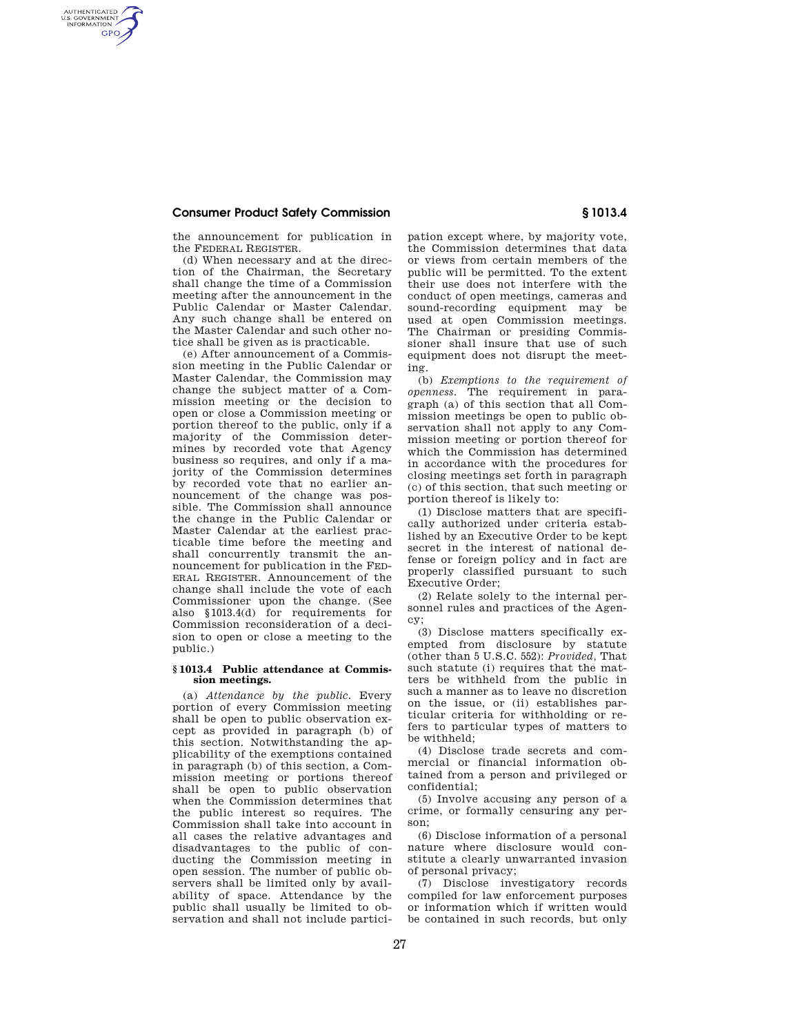the announcement for publication in the FEDERAL REGISTER.

(d) When necessary and at the direction of the Chairman, the Secretary shall change the time of a Commission meeting after the announcement in the Public Calendar or Master Calendar. Any such change shall be entered on the Master Calendar and such other notice shall be given as is practicable.

(e) After announcement of a Commission meeting in the Public Calendar or Master Calendar, the Commission may change the subject matter of a Commission meeting or the decision to open or close a Commission meeting or portion thereof to the public, only if a majority of the Commission determines by recorded vote that Agency business so requires, and only if a majority of the Commission determines by recorded vote that no earlier announcement of the change was possible. The Commission shall announce the change in the Public Calendar or Master Calendar at the earliest practicable time before the meeting and shall concurrently transmit the announcement for publication in the FEDERAL REGISTER. Announcement of the change shall include the vote of each Commissioner upon the change. (See also §1013.4(d) for requirements for Commission reconsideration of a decision to open or close a meeting to the public.)

### § 1013.4 Public attendance at Commission meetings.

(a) *Attendance by the public.* Every portion of every Commission meeting shall be open to public observation except as provided in paragraph (b) of this section. Notwithstanding the applicability of the exemptions contained in paragraph (b) of this section, a Commission meeting or portions thereof shall be open to public observation when the Commission determines that the public interest so requires. The Commission shall take into account in all cases the relative advantages and disadvantages to the public of conducting the Commission meeting in open session. The number of public observers shall be limited only by availability of space. Attendance by the public shall usually be limited to observation and shall not include participation except where, by majority vote, the Commission determines that data or views from certain members of the public will be permitted. To the extent their use does not interfere with the conduct of open meetings, cameras and sound-recording equipment may be used at open Commission meetings. The Chairman or presiding Commissioner shall insure that use of such equipment does not disrupt the meeting.

(b) *Exemptions to the requirement of openness.* The requirement in paragraph (a) of this section that all Commission meetings be open to public observation shall not apply to any Commission meeting or portion thereof for which the Commission has determined in accordance with the procedures for closing meetings set forth in paragraph (c) of this section, that such meeting or portion thereof is likely to:

(1) Disclose matters that are specifically authorized under criteria established by an Executive Order to be kept secret in the interest of national defense or foreign policy and in fact are properly classified pursuant to such Executive Order;

(2) Relate solely to the internal personnel rules and practices of the Agency;

(3) Disclose matters specifically exempted from disclosure by statute (other than 5 U.S.C. 552): *Provided,* That such statute (i) requires that the matters be withheld from the public in such a manner as to leave no discretion on the issue, or (ii) establishes particular criteria for withholding or refers to particular types of matters to be withheld;

(4) Disclose trade secrets and commercial or financial information obtained from a person and privileged or confidential;

(5) Involve accusing any person of a crime, or formally censuring any person;

(6) Disclose information of a personal nature where disclosure would constitute a clearly unwarranted invasion of personal privacy;

(7) Disclose investigatory records compiled for law enforcement purposes or information which if written would be contained in such records, but only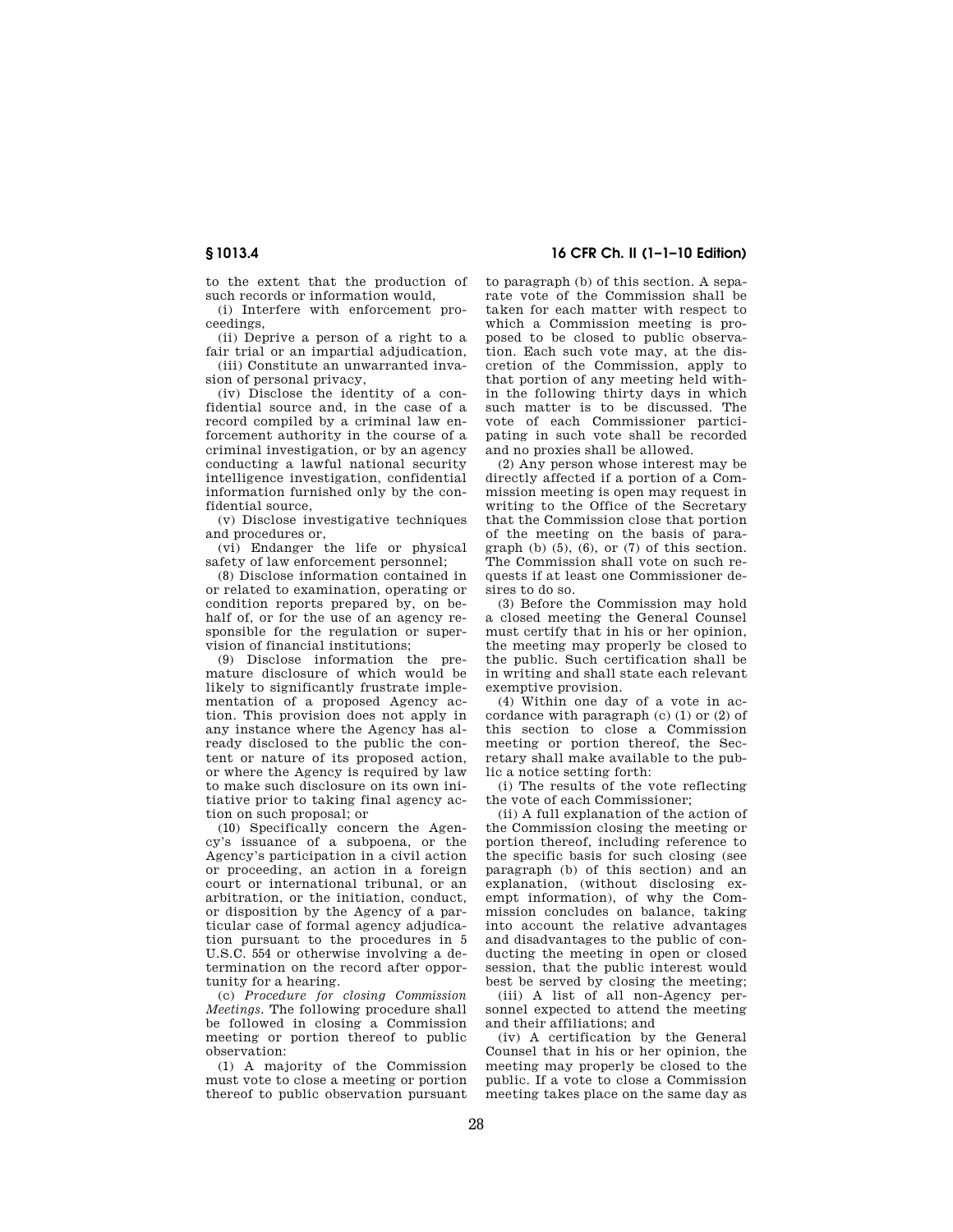to the extent that the production of such records or information would,

(i) Interfere with enforcement proceedings,

(ii) Deprive a person of a right to a fair trial or an impartial adjudication,

(iii) Constitute an unwarranted invasion of personal privacy,

(iv) Disclose the identity of a confidential source and, in the case of a record compiled by a criminal law enforcement authority in the course of a criminal investigation, or by an agency conducting a lawful national security intelligence investigation, confidential information furnished only by the confidential source,

(v) Disclose investigative techniques and procedures or,

(vi) Endanger the life or physical safety of law enforcement personnel;

(8) Disclose information contained in or related to examination, operating or condition reports prepared by, on behalf of, or for the use of an agency responsible for the regulation or supervision of financial institutions;

(9) Disclose information the premature disclosure of which would be likely to significantly frustrate implementation of a proposed Agency action. This provision does not apply in any instance where the Agency has already disclosed to the public the content or nature of its proposed action, or where the Agency is required by law to make such disclosure on its own initiative prior to taking final agency action on such proposal; or

(10) Specifically concern the Agency's issuance of a subpoena, or the Agency's participation in a civil action or proceeding, an action in a foreign court or international tribunal, or an arbitration, or the initiation, conduct, or disposition by the Agency of a particular case of formal agency adjudication pursuant to the procedures in 5 U.S.C. 554 or otherwise involving a determination on the record after opportunity for a hearing.

(c) *Procedure for closing Commission Meetings.* The following procedure shall be followed in closing a Commission meeting or portion thereof to public observation:

(1) A majority of the Commission must vote to close a meeting or portion thereof to public observation pursuant to paragraph (b) of this section. A separate vote of the Commission shall be taken for each matter with respect to which a Commission meeting is proposed to be closed to public observation. Each such vote may, at the discretion of the Commission, apply to that portion of any meeting held within the following thirty days in which such matter is to be discussed. The vote of each Commissioner participating in such vote shall be recorded and no proxies shall be allowed.

(2) Any person whose interest may be directly affected if a portion of a Commission meeting is open may request in writing to the Office of the Secretary that the Commission close that portion of the meeting on the basis of paragraph (b) (5), (6), or (7) of this section. The Commission shall vote on such requests if at least one Commissioner desires to do so.

(3) Before the Commission may hold a closed meeting the General Counsel must certify that in his or her opinion, the meeting may properly be closed to the public. Such certification shall be in writing and shall state each relevant exemptive provision.

(4) Within one day of a vote in accordance with paragraph (c) (1) or (2) of this section to close a Commission meeting or portion thereof, the Secretary shall make available to the public a notice setting forth:

(i) The results of the vote reflecting the vote of each Commissioner;

(ii) A full explanation of the action of the Commission closing the meeting or portion thereof, including reference to the specific basis for such closing (see paragraph (b) of this section) and an explanation, (without disclosing exempt information), of why the Commission concludes on balance, taking into account the relative advantages and disadvantages to the public of conducting the meeting in open or closed session, that the public interest would best be served by closing the meeting;

(iii) A list of all non-Agency personnel expected to attend the meeting and their affiliations; and

(iv) A certification by the General Counsel that in his or her opinion, the meeting may properly be closed to the public. If a vote to close a Commission meeting takes place on the same day as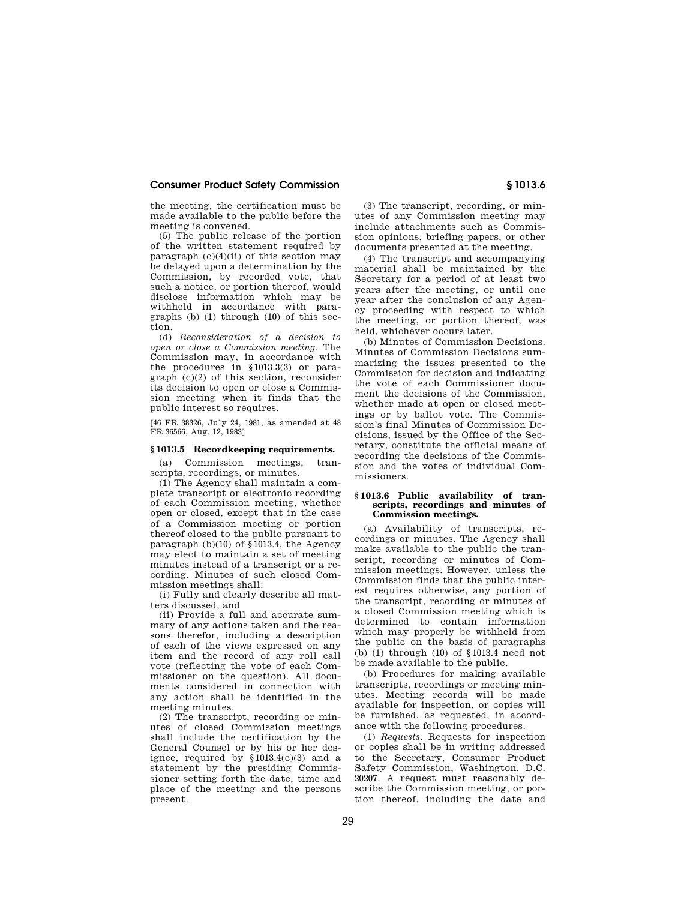the meeting, the certification must be made available to the public before the meeting is convened.

(5) The public release of the portion of the written statement required by paragraph (c)(4)(ii) of this section may be delayed upon a determination by the Commission, by recorded vote, that such a notice, or portion thereof, would disclose information which may be withheld in accordance with paragraphs (b) (1) through (10) of this section.

(d) *Reconsideration of a decision to open or close a Commission meeting.* The Commission may, in accordance with the procedures in §1013.3(3) or paragraph (c)(2) of this section, reconsider its decision to open or close a Commission meeting when it finds that the public interest so requires.

[46 FR 38326, July 24, 1981, as amended at 48 FR 36566, Aug. 12, 1983]

### §1013.5 Recordkeeping requirements.

(a) Commission meetings, transcripts, recordings, or minutes.

(1) The Agency shall maintain a complete transcript or electronic recording of each Commission meeting, whether open or closed, except that in the case of a Commission meeting or portion thereof closed to the public pursuant to paragraph (b)(10) of §1013.4, the Agency may elect to maintain a set of meeting minutes instead of a transcript or a recording. Minutes of such closed Commission meetings shall:

(i) Fully and clearly describe all matters discussed, and

(ii) Provide a full and accurate summary of any actions taken and the reasons therefor, including a description of each of the views expressed on any item and the record of any roll call vote (reflecting the vote of each Commissioner on the question). All documents considered in connection with any action shall be identified in the meeting minutes.

(2) The transcript, recording or minutes of closed Commission meetings shall include the certification by the General Counsel or by his or her designee, required by §1013.4(c)(3) and a statement by the presiding Commissioner setting forth the date, time and place of the meeting and the persons present.

(3) The transcript, recording, or minutes of any Commission meeting may include attachments such as Commission opinions, briefing papers, or other documents presented at the meeting.

(4) The transcript and accompanying material shall be maintained by the Secretary for a period of at least two years after the meeting, or until one year after the conclusion of any Agency proceeding with respect to which the meeting, or portion thereof, was held, whichever occurs later.

(b) Minutes of Commission Decisions. Minutes of Commission Decisions summarizing the issues presented to the Commission for decision and indicating the vote of each Commissioner document the decisions of the Commission, whether made at open or closed meetings or by ballot vote. The Commission's final Minutes of Commission Decisions, issued by the Office of the Secretary, constitute the official means of recording the decisions of the Commission and the votes of individual Commissioners.

### §1013.6 Public availability of transcripts, recordings and minutes of Commission meetings.

(a) Availability of transcripts, recordings or minutes. The Agency shall make available to the public the transcript, recording or minutes of Commission meetings. However, unless the Commission finds that the public interest requires otherwise, any portion of the transcript, recording or minutes of a closed Commission meeting which is determined to contain information which may properly be withheld from the public on the basis of paragraphs (b) (1) through (10) of §1013.4 need not be made available to the public.

(b) Procedures for making available transcripts, recordings or meeting minutes. Meeting records will be made available for inspection, or copies will be furnished, as requested, in accordance with the following procedures.

(1) *Requests.* Requests for inspection or copies shall be in writing addressed to the Secretary, Consumer Product Safety Commission, Washington, D.C. 20207. A request must reasonably describe the Commission meeting, or portion thereof, including the date and